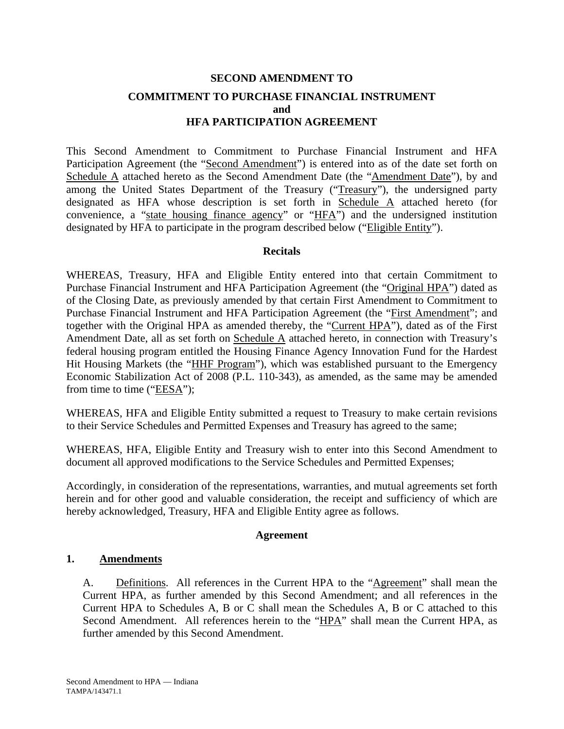# SECOND AMENDMENT TO

## COMMITMENT TO PURCHASE FINANCIAL INSTRUMENT and HFA PARTICIPATION AGREEMENT

This Second Amendment to Commitment to Purchase Financial Instrument and HFA Participation Agreement (the "Second Amendment") is entered into as of the date set forth on Schedule A attached hereto as the Second Amendment Date (the "Amendment Date"), by and among the United States Department of the Treasury ("Treasury"), the undersigned party designated as HFA whose description is set forth in Schedule A attached hereto (for convenience, a "state housing finance agency" or "HFA") and the undersigned institution designated by HFA to participate in the program described below ("Eligible Entity").

### Recitals

WHEREAS, Treasury, HFA and Eligible Entity entered into that certain Commitment to Purchase Financial Instrument and HFA Participation Agreement (the "Original HPA") dated as of the Closing Date, as previously amended by that certain First Amendment to Commitment to Purchase Financial Instrument and HFA Participation Agreement (the "First Amendment"; and together with the Original HPA as amended thereby, the "Current HPA"), dated as of the First Amendment Date, all as set forth on Schedule A attached hereto, in connection with Treasury's federal housing program entitled the Housing Finance Agency Innovation Fund for the Hardest Hit Housing Markets (the "HHF Program"), which was established pursuant to the Emergency Economic Stabilization Act of 2008 (P.L. 110-343), as amended, as the same may be amended from time to time ("EESA");

WHEREAS, HFA and Eligible Entity submitted a request to Treasury to make certain revisions to their Service Schedules and Permitted Expenses and Treasury has agreed to the same;

WHEREAS, HFA, Eligible Entity and Treasury wish to enter into this Second Amendment to document all approved modifications to the Service Schedules and Permitted Expenses;

Accordingly, in consideration of the representations, warranties, and mutual agreements set forth herein and for other good and valuable consideration, the receipt and sufficiency of which are hereby acknowledged, Treasury, HFA and Eligible Entity agree as follows.

### Agreement

**1. Amendments**

A. Definitions. All references in the Current HPA to the "Agreement" shall mean the Current HPA, as further amended by this Second Amendment; and all references in the Current HPA to Schedules A, B or C shall mean the Schedules A, B or C attached to this Second Amendment. All references herein to the "HPA" shall mean the Current HPA, as further amended by this Second Amendment.

Second Amendment to HPA — Indiana
TAMPA/143471.1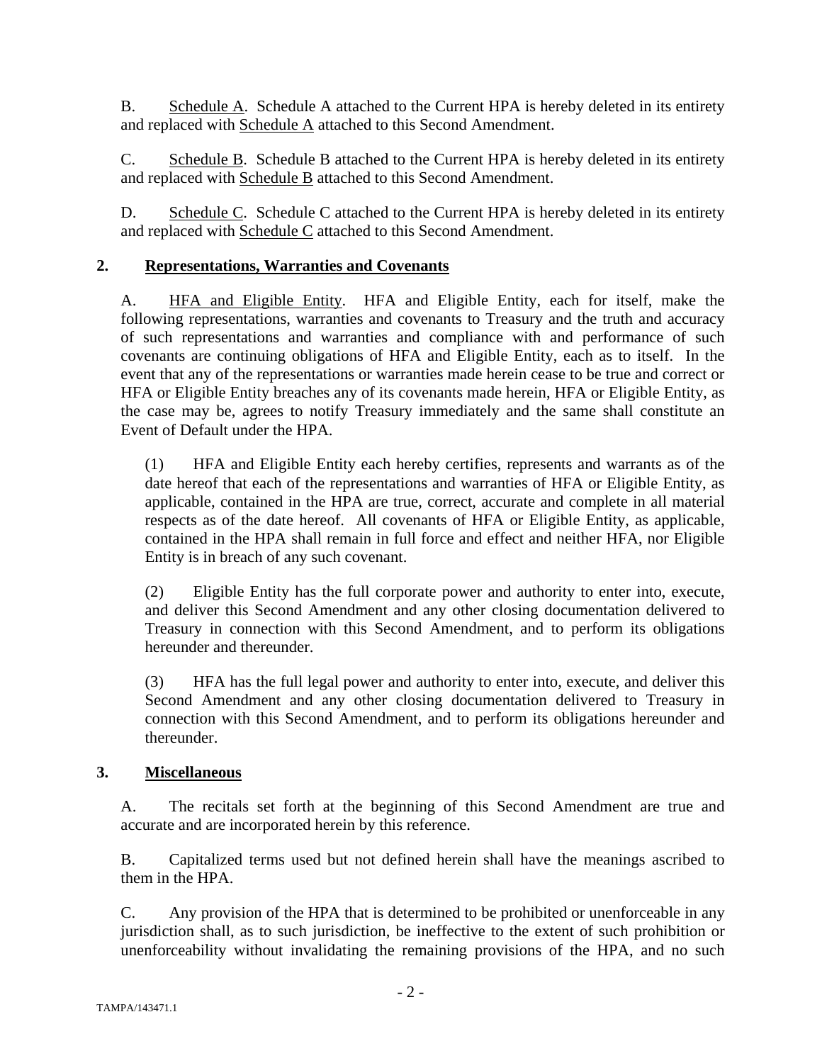B. Schedule A. Schedule A attached to the Current HPA is hereby deleted in its entirety and replaced with Schedule A attached to this Second Amendment.

C. Schedule B. Schedule B attached to the Current HPA is hereby deleted in its entirety and replaced with Schedule B attached to this Second Amendment.

D. Schedule C. Schedule C attached to the Current HPA is hereby deleted in its entirety and replaced with Schedule C attached to this Second Amendment.

## 2. Representations, Warranties and Covenants

A. HFA and Eligible Entity. HFA and Eligible Entity, each for itself, make the following representations, warranties and covenants to Treasury and the truth and accuracy of such representations and warranties and compliance with and performance of such covenants are continuing obligations of HFA and Eligible Entity, each as to itself. In the event that any of the representations or warranties made herein cease to be true and correct or HFA or Eligible Entity breaches any of its covenants made herein, HFA or Eligible Entity, as the case may be, agrees to notify Treasury immediately and the same shall constitute an Event of Default under the HPA.

(1) HFA and Eligible Entity each hereby certifies, represents and warrants as of the date hereof that each of the representations and warranties of HFA or Eligible Entity, as applicable, contained in the HPA are true, correct, accurate and complete in all material respects as of the date hereof. All covenants of HFA or Eligible Entity, as applicable, contained in the HPA shall remain in full force and effect and neither HFA, nor Eligible Entity is in breach of any such covenant.

(2) Eligible Entity has the full corporate power and authority to enter into, execute, and deliver this Second Amendment and any other closing documentation delivered to Treasury in connection with this Second Amendment, and to perform its obligations hereunder and thereunder.

(3) HFA has the full legal power and authority to enter into, execute, and deliver this Second Amendment and any other closing documentation delivered to Treasury in connection with this Second Amendment, and to perform its obligations hereunder and thereunder.

## 3. Miscellaneous

A. The recitals set forth at the beginning of this Second Amendment are true and accurate and are incorporated herein by this reference.

B. Capitalized terms used but not defined herein shall have the meanings ascribed to them in the HPA.

C. Any provision of the HPA that is determined to be prohibited or unenforceable in any jurisdiction shall, as to such jurisdiction, be ineffective to the extent of such prohibition or unenforceability without invalidating the remaining provisions of the HPA, and no such

TAMPA/143471.1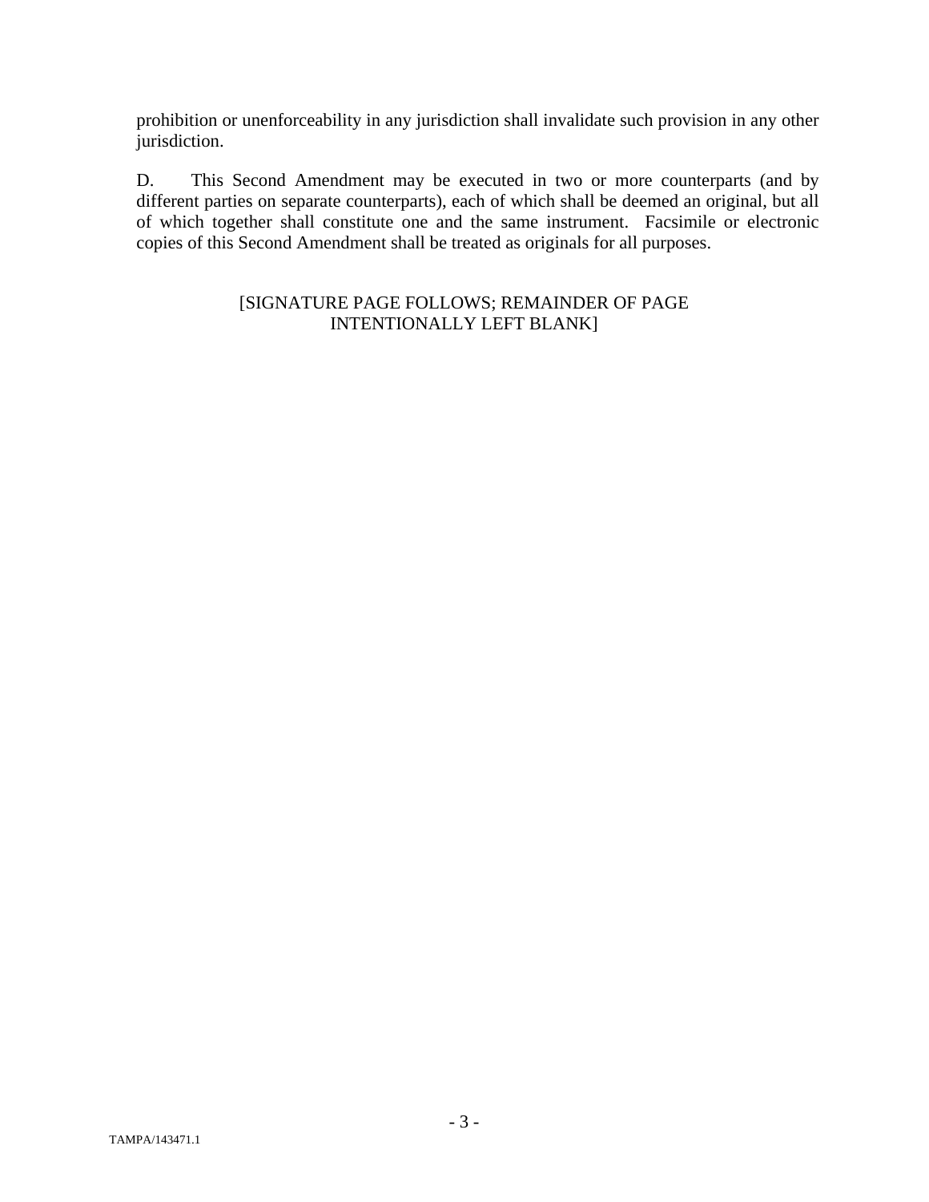prohibition or unenforceability in any jurisdiction shall invalidate such provision in any other jurisdiction.

D. This Second Amendment may be executed in two or more counterparts (and by different parties on separate counterparts), each of which shall be deemed an original, but all of which together shall constitute one and the same instrument. Facsimile or electronic copies of this Second Amendment shall be treated as originals for all purposes.

[SIGNATURE PAGE FOLLOWS; REMAINDER OF PAGE INTENTIONALLY LEFT BLANK]

TAMPA/143471.1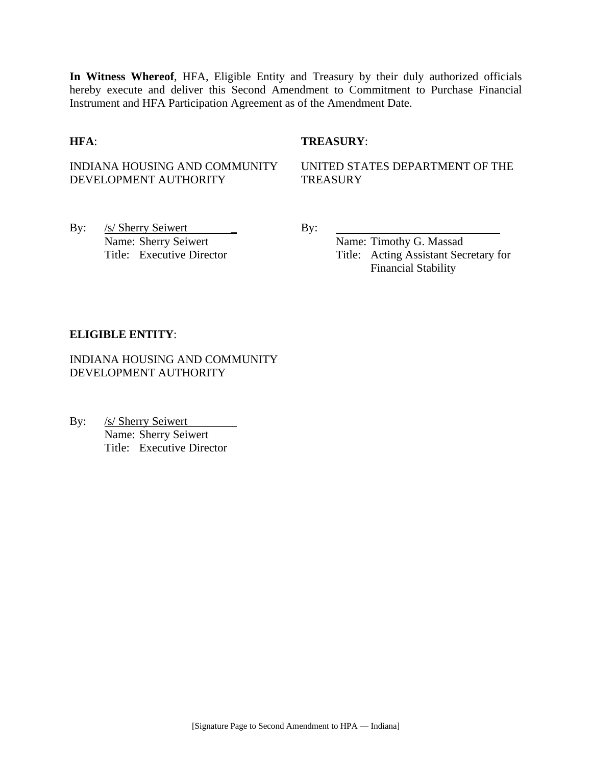**In Witness Whereof**, HFA, Eligible Entity and Treasury by their duly authorized officials hereby execute and deliver this Second Amendment to Commitment to Purchase Financial Instrument and HFA Participation Agreement as of the Amendment Date.

**HFA**:

INDIANA HOUSING AND COMMUNITY DEVELOPMENT AUTHORITY

By: /s/ Sherry Seiwert
Name: Sherry Seiwert
Title: Executive Director

**TREASURY**:

UNITED STATES DEPARTMENT OF THE TREASURY

By: ______________________________
Name: Timothy G. Massad
Title: Acting Assistant Secretary for Financial Stability

**ELIGIBLE ENTITY**:

INDIANA HOUSING AND COMMUNITY DEVELOPMENT AUTHORITY

By: /s/ Sherry Seiwert
Name: Sherry Seiwert
Title: Executive Director

[Signature Page to Second Amendment to HPA — Indiana]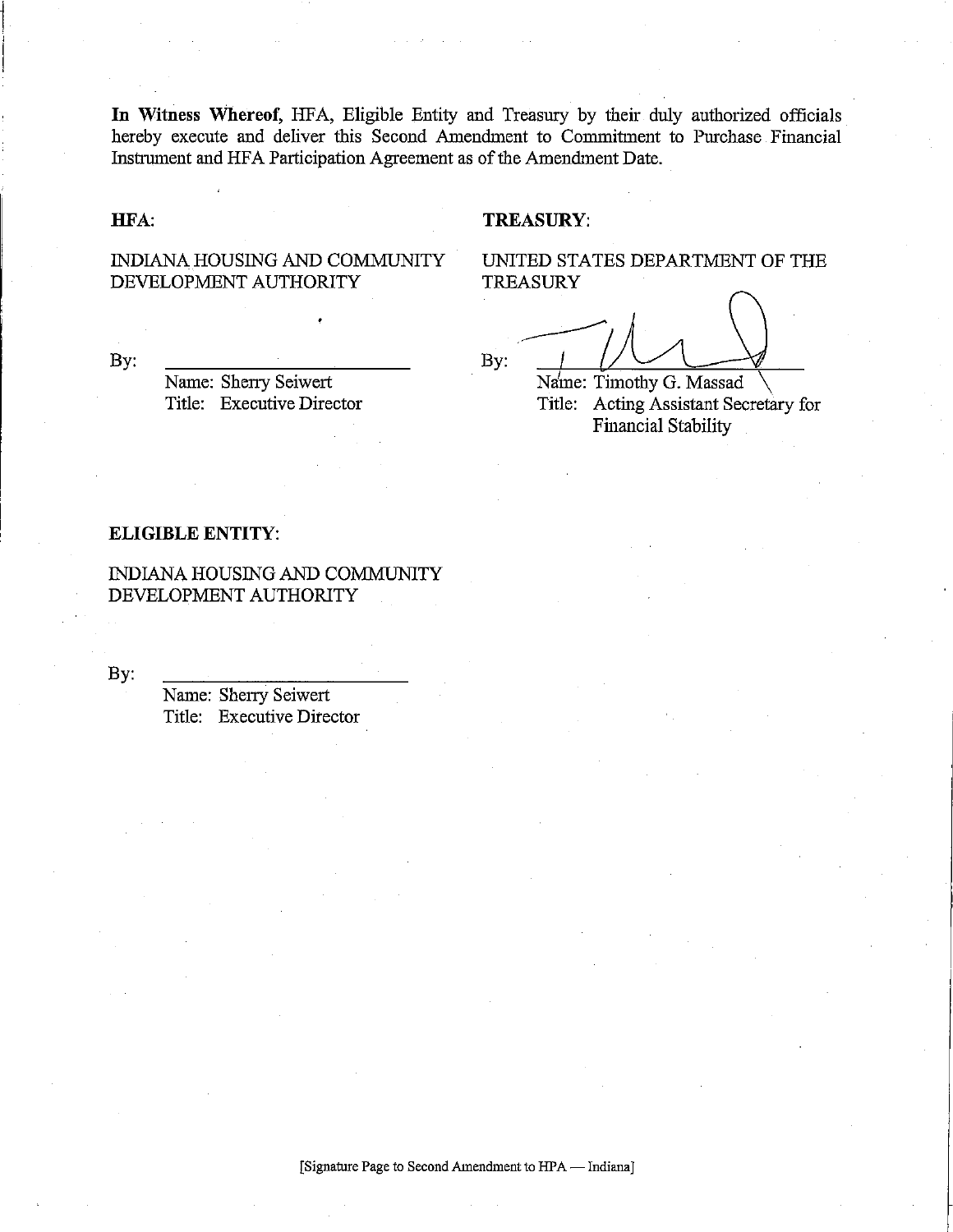**In Witness Whereof,** HFA, Eligible Entity and Treasury by their duly authorized officials hereby execute and deliver this Second Amendment to Commitment to Purchase Financial Instrument and HFA Participation Agreement as of the Amendment Date.

**HFA:**

INDIANA HOUSING AND COMMUNITY DEVELOPMENT AUTHORITY

By: ______________________

Name: Sherry Seiwert
Title: Executive Director

**TREASURY:**

UNITED STATES DEPARTMENT OF THE TREASURY

By: ______________________

Name: Timothy G. Massad
Title: Acting Assistant Secretary for Financial Stability

**ELIGIBLE ENTITY:**

INDIANA HOUSING AND COMMUNITY DEVELOPMENT AUTHORITY

By: ______________________

Name: Sherry Seiwert
Title: Executive Director

[Signature Page to Second Amendment to HPA — Indiana]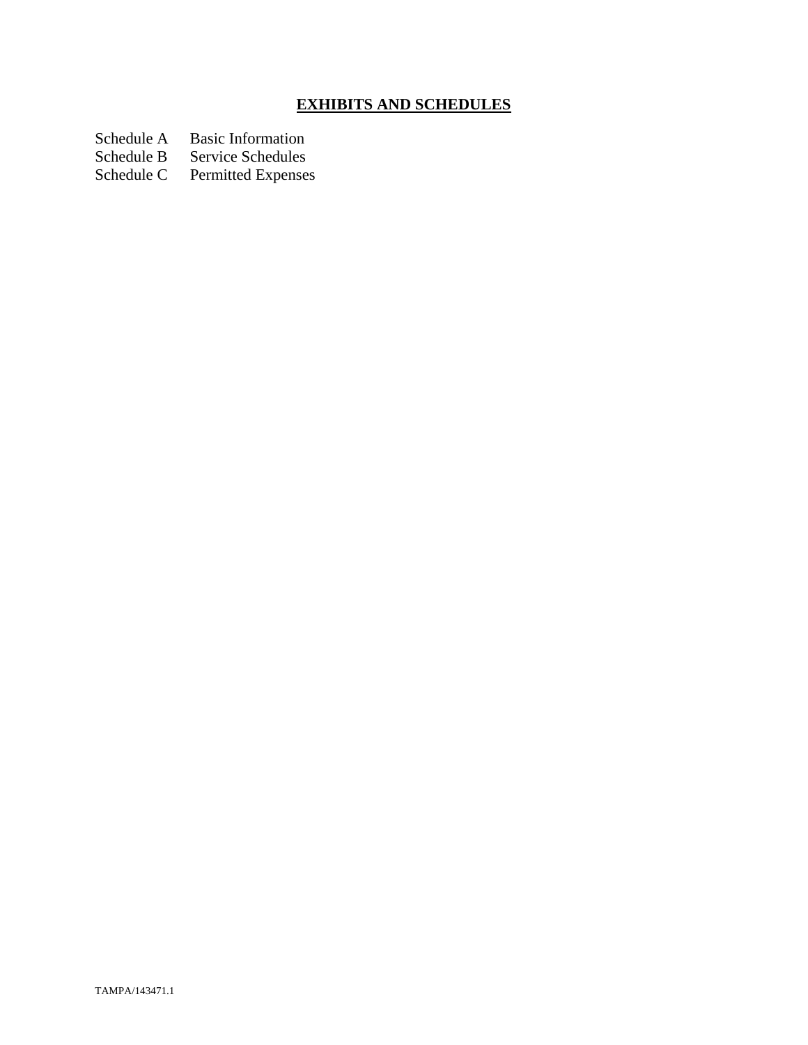## EXHIBITS AND SCHEDULES

| | |
|---|---|
| Schedule A | Basic Information |
| Schedule B | Service Schedules |
| Schedule C | Permitted Expenses |

TAMPA/143471.1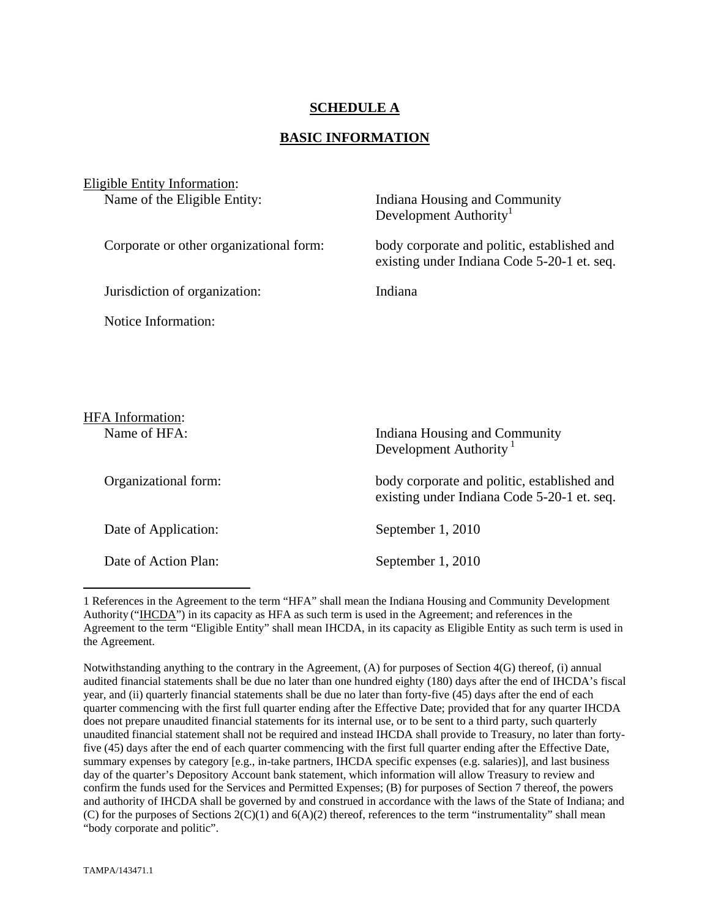# SCHEDULE A

## BASIC INFORMATION

Eligible Entity Information:

| | |
|---|---|
| Name of the Eligible Entity: | Indiana Housing and Community Development Authority[1] |
| Corporate or other organizational form: | body corporate and politic, established and existing under Indiana Code 5-20-1 et. seq. |
| Jurisdiction of organization: | Indiana |
| Notice Information: | |

HFA Information:

| | |
|---|---|
| Name of HFA: | Indiana Housing and Community Development Authority[1] |
| Organizational form: | body corporate and politic, established and existing under Indiana Code 5-20-1 et. seq. |
| Date of Application: | September 1, 2010 |
| Date of Action Plan: | September 1, 2010 |

---

1 References in the Agreement to the term "HFA" shall mean the Indiana Housing and Community Development Authority ("IHCDA") in its capacity as HFA as such term is used in the Agreement; and references in the Agreement to the term "Eligible Entity" shall mean IHCDA, in its capacity as Eligible Entity as such term is used in the Agreement.

Notwithstanding anything to the contrary in the Agreement, (A) for purposes of Section 4(G) thereof, (i) annual audited financial statements shall be due no later than one hundred eighty (180) days after the end of IHCDA's fiscal year, and (ii) quarterly financial statements shall be due no later than forty-five (45) days after the end of each quarter commencing with the first full quarter ending after the Effective Date; provided that for any quarter IHCDA does not prepare unaudited financial statements for its internal use, or to be sent to a third party, such quarterly unaudited financial statement shall not be required and instead IHCDA shall provide to Treasury, no later than forty-five (45) days after the end of each quarter commencing with the first full quarter ending after the Effective Date, summary expenses by category [e.g., in-take partners, IHCDA specific expenses (e.g. salaries)], and last business day of the quarter's Depository Account bank statement, which information will allow Treasury to review and confirm the funds used for the Services and Permitted Expenses; (B) for purposes of Section 7 thereof, the powers and authority of IHCDA shall be governed by and construed in accordance with the laws of the State of Indiana; and (C) for the purposes of Sections 2(C)(1) and 6(A)(2) thereof, references to the term "instrumentality" shall mean "body corporate and politic".

TAMPA/143471.1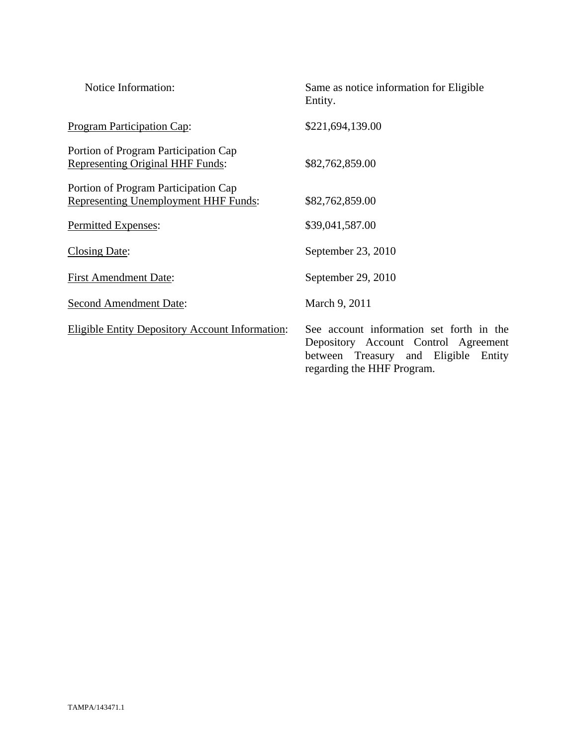| | |
|---|---|
| Notice Information: | Same as notice information for Eligible Entity. |
| Program Participation Cap: | $221,694,139.00 |
| Portion of Program Participation Cap Representing Original HHF Funds: | $82,762,859.00 |
| Portion of Program Participation Cap Representing Unemployment HHF Funds: | $82,762,859.00 |
| Permitted Expenses: | $39,041,587.00 |
| Closing Date: | September 23, 2010 |
| First Amendment Date: | September 29, 2010 |
| Second Amendment Date: | March 9, 2011 |
| Eligible Entity Depository Account Information: | See account information set forth in the Depository Account Control Agreement between Treasury and Eligible Entity regarding the HHF Program. |

TAMPA/143471.1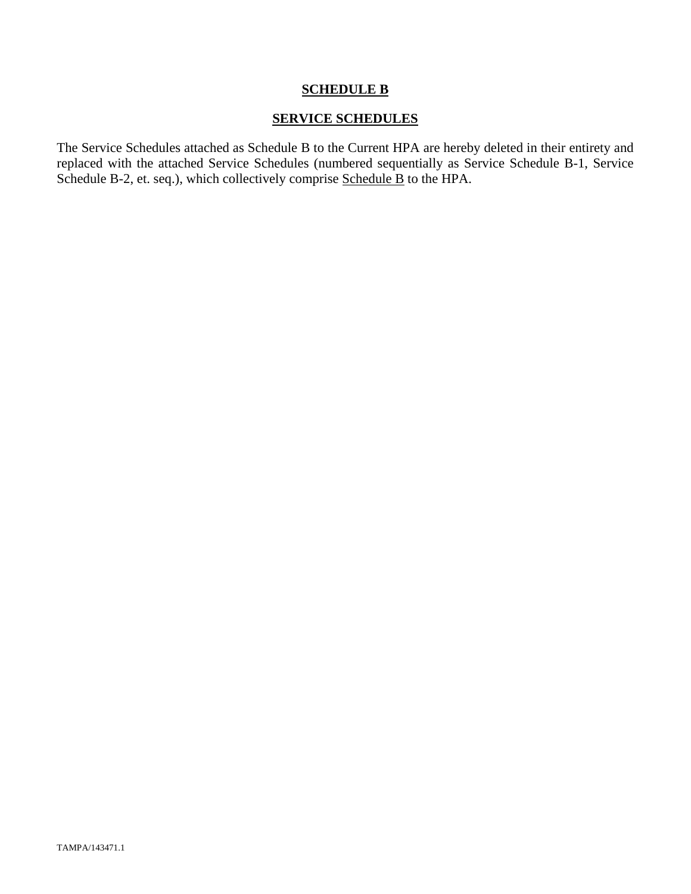# SCHEDULE B

## SERVICE SCHEDULES

The Service Schedules attached as Schedule B to the Current HPA are hereby deleted in their entirety and replaced with the attached Service Schedules (numbered sequentially as Service Schedule B-1, Service Schedule B-2, et. seq.), which collectively comprise Schedule B to the HPA.

TAMPA/143471.1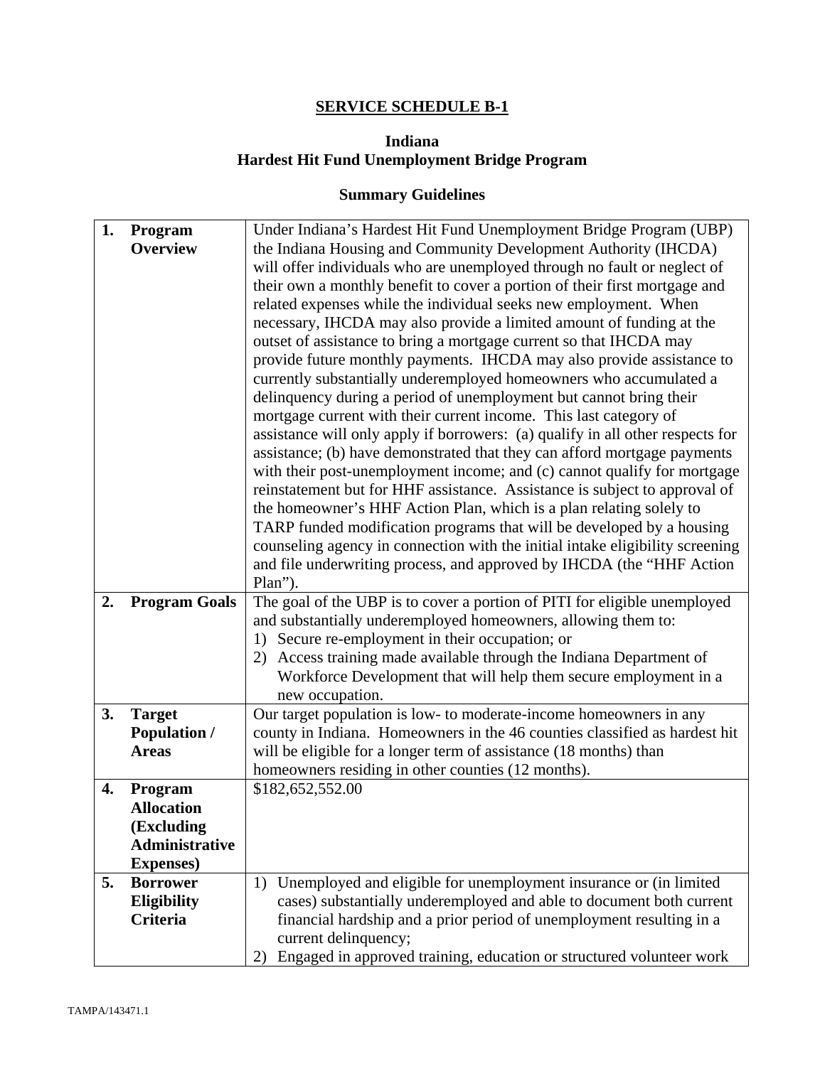## SERVICE SCHEDULE B-1

### Indiana
### Hardest Hit Fund Unemployment Bridge Program

### Summary Guidelines

| | |
|---|---|
| **1. Program Overview** | Under Indiana's Hardest Hit Fund Unemployment Bridge Program (UBP) the Indiana Housing and Community Development Authority (IHCDA) will offer individuals who are unemployed through no fault or neglect of their own a monthly benefit to cover a portion of their first mortgage and related expenses while the individual seeks new employment. When necessary, IHCDA may also provide a limited amount of funding at the outset of assistance to bring a mortgage current so that IHCDA may provide future monthly payments. IHCDA may also provide assistance to currently substantially underemployed homeowners who accumulated a delinquency during a period of unemployment but cannot bring their mortgage current with their current income. This last category of assistance will only apply if borrowers: (a) qualify in all other respects for assistance; (b) have demonstrated that they can afford mortgage payments with their post-unemployment income; and (c) cannot qualify for mortgage reinstatement but for HHF assistance. Assistance is subject to approval of the homeowner's HHF Action Plan, which is a plan relating solely to TARP funded modification programs that will be developed by a housing counseling agency in connection with the initial intake eligibility screening and file underwriting process, and approved by IHCDA (the "HHF Action Plan"). |
| **2. Program Goals** | The goal of the UBP is to cover a portion of PITI for eligible unemployed and substantially underemployed homeowners, allowing them to:<br>1) Secure re-employment in their occupation; or<br>2) Access training made available through the Indiana Department of Workforce Development that will help them secure employment in a new occupation. |
| **3. Target Population / Areas** | Our target population is low- to moderate-income homeowners in any county in Indiana. Homeowners in the 46 counties classified as hardest hit will be eligible for a longer term of assistance (18 months) than homeowners residing in other counties (12 months). |
| **4. Program Allocation (Excluding Administrative Expenses)** | $182,652,552.00 |
| **5. Borrower Eligibility Criteria** | 1) Unemployed and eligible for unemployment insurance or (in limited cases) substantially underemployed and able to document both current financial hardship and a prior period of unemployment resulting in a current delinquency;<br>2) Engaged in approved training, education or structured volunteer work |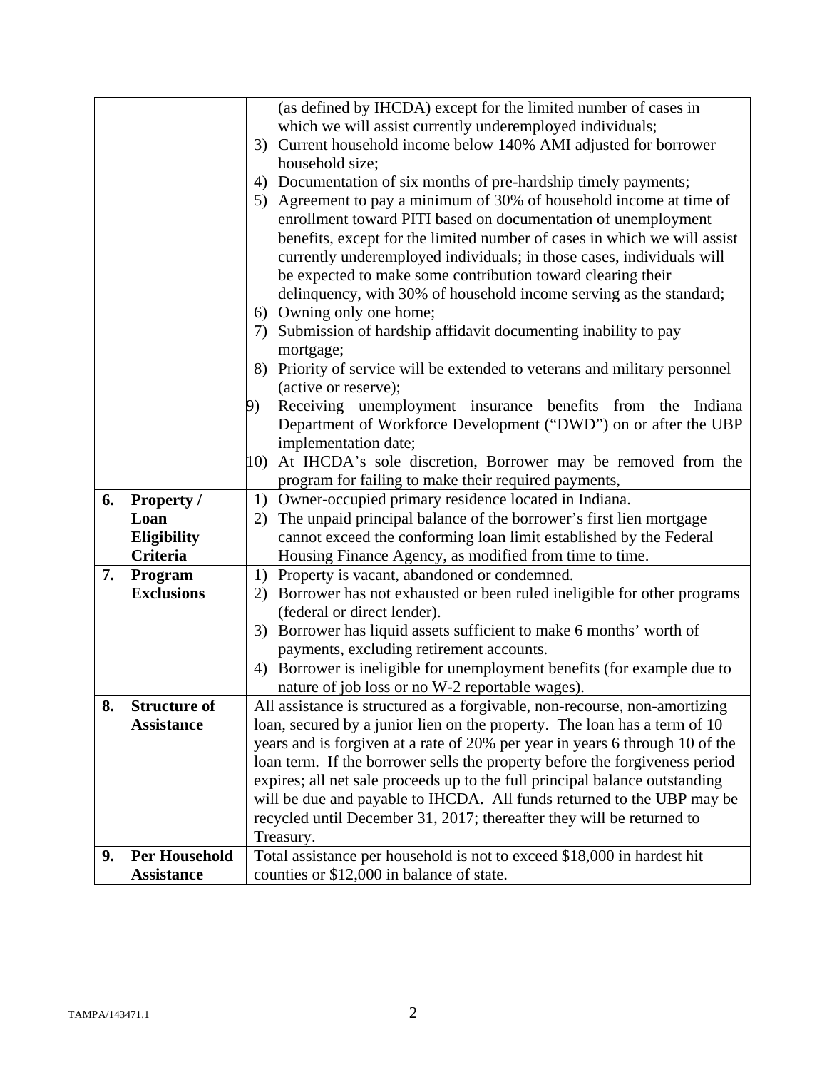| | |
|---|---|
| | (as defined by IHCDA) except for the limited number of cases in which we will assist currently underemployed individuals;<br>3) Current household income below 140% AMI adjusted for borrower household size;<br>4) Documentation of six months of pre-hardship timely payments;<br>5) Agreement to pay a minimum of 30% of household income at time of enrollment toward PITI based on documentation of unemployment benefits, except for the limited number of cases in which we will assist currently underemployed individuals; in those cases, individuals will be expected to make some contribution toward clearing their delinquency, with 30% of household income serving as the standard;<br>6) Owning only one home;<br>7) Submission of hardship affidavit documenting inability to pay mortgage;<br>8) Priority of service will be extended to veterans and military personnel (active or reserve);<br>9) Receiving unemployment insurance benefits from the Indiana Department of Workforce Development ("DWD") on or after the UBP implementation date;<br>10) At IHCDA's sole discretion, Borrower may be removed from the program for failing to make their required payments, |
| **6. Property / Loan Eligibility Criteria** | 1) Owner-occupied primary residence located in Indiana.<br>2) The unpaid principal balance of the borrower's first lien mortgage cannot exceed the conforming loan limit established by the Federal Housing Finance Agency, as modified from time to time. |
| **7. Program Exclusions** | 1) Property is vacant, abandoned or condemned.<br>2) Borrower has not exhausted or been ruled ineligible for other programs (federal or direct lender).<br>3) Borrower has liquid assets sufficient to make 6 months' worth of payments, excluding retirement accounts.<br>4) Borrower is ineligible for unemployment benefits (for example due to nature of job loss or no W-2 reportable wages). |
| **8. Structure of Assistance** | All assistance is structured as a forgivable, non-recourse, non-amortizing loan, secured by a junior lien on the property. The loan has a term of 10 years and is forgiven at a rate of 20% per year in years 6 through 10 of the loan term. If the borrower sells the property before the forgiveness period expires; all net sale proceeds up to the full principal balance outstanding will be due and payable to IHCDA. All funds returned to the UBP may be recycled until December 31, 2017; thereafter they will be returned to Treasury. |
| **9. Per Household Assistance** | Total assistance per household is not to exceed $18,000 in hardest hit counties or $12,000 in balance of state. |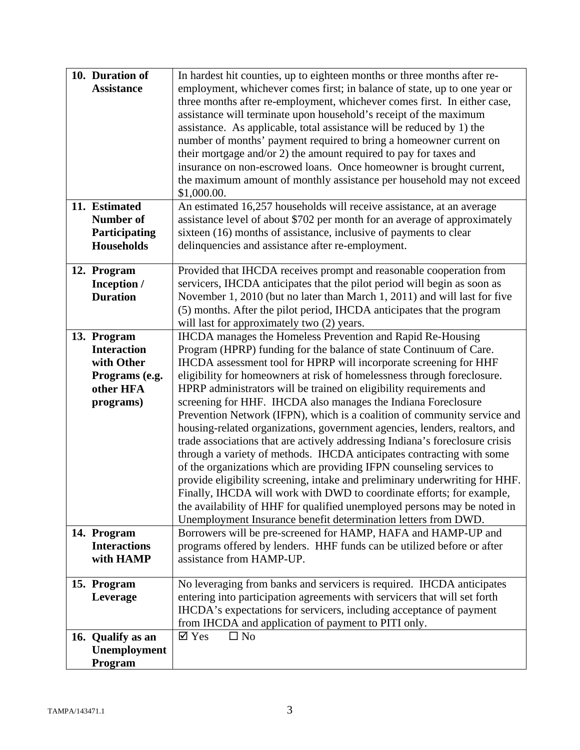| | |
|---|---|
| **10. Duration of Assistance** | In hardest hit counties, up to eighteen months or three months after re-employment, whichever comes first; in balance of state, up to one year or three months after re-employment, whichever comes first. In either case, assistance will terminate upon household's receipt of the maximum assistance. As applicable, total assistance will be reduced by 1) the number of months' payment required to bring a homeowner current on their mortgage and/or 2) the amount required to pay for taxes and insurance on non-escrowed loans. Once homeowner is brought current, the maximum amount of monthly assistance per household may not exceed $1,000.00. |
| **11. Estimated Number of Participating Households** | An estimated 16,257 households will receive assistance, at an average assistance level of about $702 per month for an average of approximately sixteen (16) months of assistance, inclusive of payments to clear delinquencies and assistance after re-employment. |
| **12. Program Inception / Duration** | Provided that IHCDA receives prompt and reasonable cooperation from servicers, IHCDA anticipates that the pilot period will begin as soon as November 1, 2010 (but no later than March 1, 2011) and will last for five (5) months. After the pilot period, IHCDA anticipates that the program will last for approximately two (2) years. |
| **13. Program Interaction with Other Programs (e.g. other HFA programs)** | IHCDA manages the Homeless Prevention and Rapid Re-Housing Program (HPRP) funding for the balance of state Continuum of Care. IHCDA assessment tool for HPRP will incorporate screening for HHF eligibility for homeowners at risk of homelessness through foreclosure. HPRP administrators will be trained on eligibility requirements and screening for HHF. IHCDA also manages the Indiana Foreclosure Prevention Network (IFPN), which is a coalition of community service and housing-related organizations, government agencies, lenders, realtors, and trade associations that are actively addressing Indiana's foreclosure crisis through a variety of methods. IHCDA anticipates contracting with some of the organizations which are providing IFPN counseling services to provide eligibility screening, intake and preliminary underwriting for HHF. Finally, IHCDA will work with DWD to coordinate efforts; for example, the availability of HHF for qualified unemployed persons may be noted in Unemployment Insurance benefit determination letters from DWD. |
| **14. Program Interactions with HAMP** | Borrowers will be pre-screened for HAMP, HAFA and HAMP-UP and programs offered by lenders. HHF funds can be utilized before or after assistance from HAMP-UP. |
| **15. Program Leverage** | No leveraging from banks and servicers is required. IHCDA anticipates entering into participation agreements with servicers that will set forth IHCDA's expectations for servicers, including acceptance of payment from IHCDA and application of payment to PITI only. |
| **16. Qualify as an Unemployment Program** | ☑ Yes ☐ No |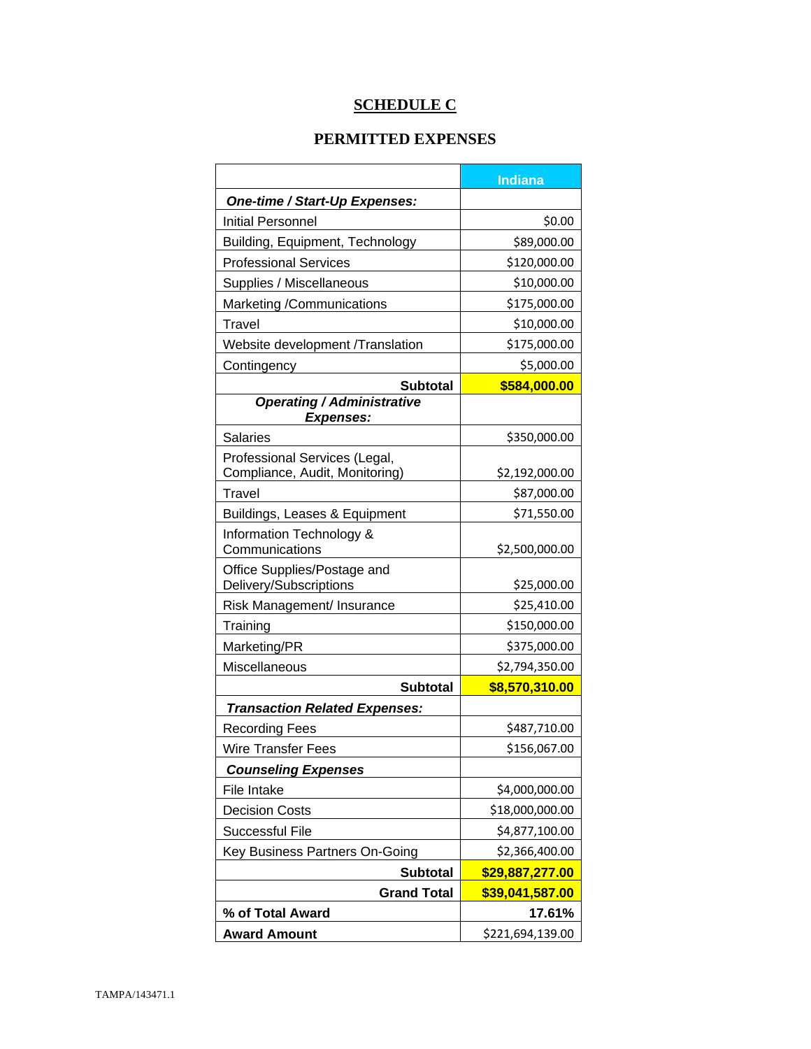# SCHEDULE C

## PERMITTED EXPENSES

| | Indiana |
|---|---|
| ***One-time / Start-Up Expenses:*** | |
| Initial Personnel | $0.00 |
| Building, Equipment, Technology | $89,000.00 |
| Professional Services | $120,000.00 |
| Supplies / Miscellaneous | $10,000.00 |
| Marketing /Communications | $175,000.00 |
| Travel | $10,000.00 |
| Website development /Translation | $175,000.00 |
| Contingency | $5,000.00 |
| **Subtotal** | **$584,000.00** |
| ***Operating / Administrative Expenses:*** | |
| Salaries | $350,000.00 |
| Professional Services (Legal, Compliance, Audit, Monitoring) | $2,192,000.00 |
| Travel | $87,000.00 |
| Buildings, Leases & Equipment | $71,550.00 |
| Information Technology & Communications | $2,500,000.00 |
| Office Supplies/Postage and Delivery/Subscriptions | $25,000.00 |
| Risk Management/ Insurance | $25,410.00 |
| Training | $150,000.00 |
| Marketing/PR | $375,000.00 |
| Miscellaneous | $2,794,350.00 |
| **Subtotal** | **$8,570,310.00** |
| ***Transaction Related Expenses:*** | |
| Recording Fees | $487,710.00 |
| Wire Transfer Fees | $156,067.00 |
| ***Counseling Expenses*** | |
| File Intake | $4,000,000.00 |
| Decision Costs | $18,000,000.00 |
| Successful File | $4,877,100.00 |
| Key Business Partners On-Going | $2,366,400.00 |
| **Subtotal** | **$29,887,277.00** |
| **Grand Total** | **$39,041,587.00** |
| **% of Total Award** | **17.61%** |
| **Award Amount** | $221,694,139.00 |

TAMPA/143471.1